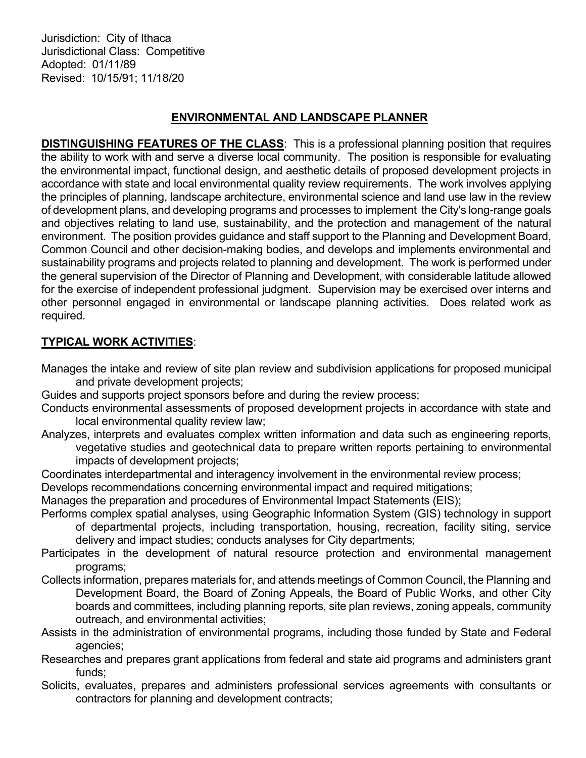Jurisdiction: City of Ithaca
Jurisdictional Class: Competitive
Adopted: 01/11/89
Revised: 10/15/91; 11/18/20

# ENVIRONMENTAL AND LANDSCAPE PLANNER

**DISTINGUISHING FEATURES OF THE CLASS**: This is a professional planning position that requires the ability to work with and serve a diverse local community. The position is responsible for evaluating the environmental impact, functional design, and aesthetic details of proposed development projects in accordance with state and local environmental quality review requirements. The work involves applying the principles of planning, landscape architecture, environmental science and land use law in the review of development plans, and developing programs and processes to implement the City's long-range goals and objectives relating to land use, sustainability, and the protection and management of the natural environment. The position provides guidance and staff support to the Planning and Development Board, Common Council and other decision-making bodies, and develops and implements environmental and sustainability programs and projects related to planning and development. The work is performed under the general supervision of the Director of Planning and Development, with considerable latitude allowed for the exercise of independent professional judgment. Supervision may be exercised over interns and other personnel engaged in environmental or landscape planning activities. Does related work as required.

**TYPICAL WORK ACTIVITIES**:

Manages the intake and review of site plan review and subdivision applications for proposed municipal and private development projects;

Guides and supports project sponsors before and during the review process;

Conducts environmental assessments of proposed development projects in accordance with state and local environmental quality review law;

Analyzes, interprets and evaluates complex written information and data such as engineering reports, vegetative studies and geotechnical data to prepare written reports pertaining to environmental impacts of development projects;

Coordinates interdepartmental and interagency involvement in the environmental review process;

Develops recommendations concerning environmental impact and required mitigations;

Manages the preparation and procedures of Environmental Impact Statements (EIS);

Performs complex spatial analyses, using Geographic Information System (GIS) technology in support of departmental projects, including transportation, housing, recreation, facility siting, service delivery and impact studies; conducts analyses for City departments;

Participates in the development of natural resource protection and environmental management programs;

Collects information, prepares materials for, and attends meetings of Common Council, the Planning and Development Board, the Board of Zoning Appeals, the Board of Public Works, and other City boards and committees, including planning reports, site plan reviews, zoning appeals, community outreach, and environmental activities;

Assists in the administration of environmental programs, including those funded by State and Federal agencies;

Researches and prepares grant applications from federal and state aid programs and administers grant funds;

Solicits, evaluates, prepares and administers professional services agreements with consultants or contractors for planning and development contracts;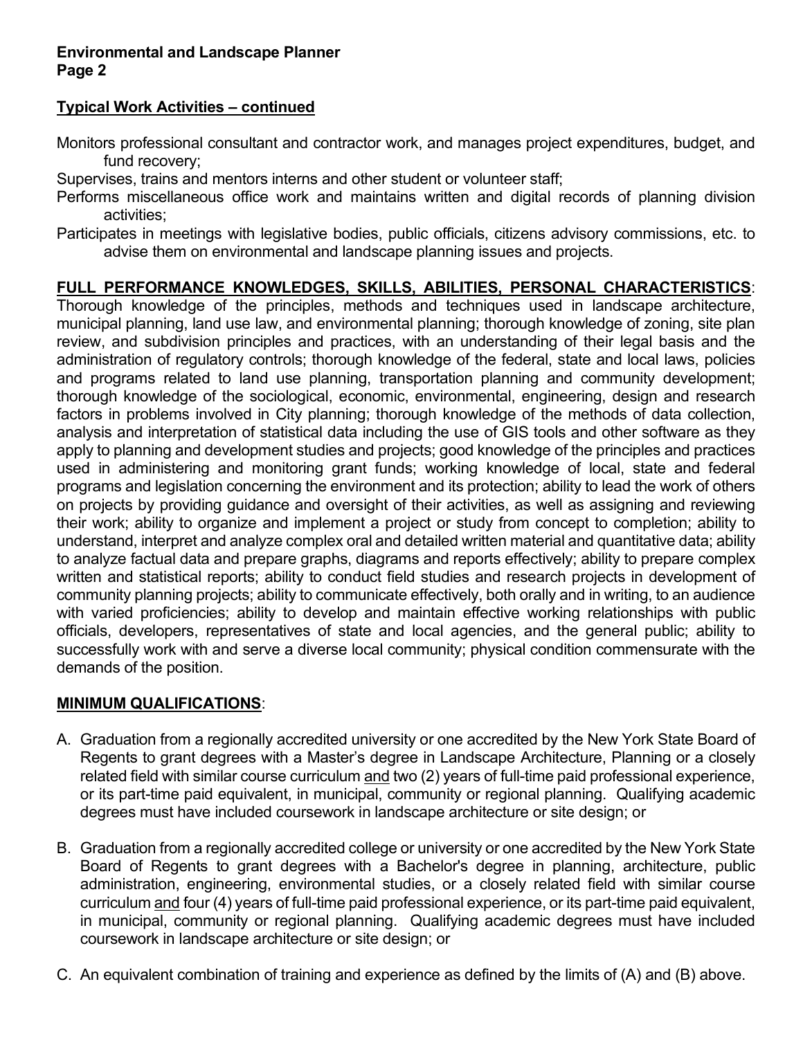## Typical Work Activities – continued

Monitors professional consultant and contractor work, and manages project expenditures, budget, and fund recovery;

Supervises, trains and mentors interns and other student or volunteer staff;

Performs miscellaneous office work and maintains written and digital records of planning division activities;

Participates in meetings with legislative bodies, public officials, citizens advisory commissions, etc. to advise them on environmental and landscape planning issues and projects.

## FULL PERFORMANCE KNOWLEDGES, SKILLS, ABILITIES, PERSONAL CHARACTERISTICS:

Thorough knowledge of the principles, methods and techniques used in landscape architecture, municipal planning, land use law, and environmental planning; thorough knowledge of zoning, site plan review, and subdivision principles and practices, with an understanding of their legal basis and the administration of regulatory controls; thorough knowledge of the federal, state and local laws, policies and programs related to land use planning, transportation planning and community development; thorough knowledge of the sociological, economic, environmental, engineering, design and research factors in problems involved in City planning; thorough knowledge of the methods of data collection, analysis and interpretation of statistical data including the use of GIS tools and other software as they apply to planning and development studies and projects; good knowledge of the principles and practices used in administering and monitoring grant funds; working knowledge of local, state and federal programs and legislation concerning the environment and its protection; ability to lead the work of others on projects by providing guidance and oversight of their activities, as well as assigning and reviewing their work; ability to organize and implement a project or study from concept to completion; ability to understand, interpret and analyze complex oral and detailed written material and quantitative data; ability to analyze factual data and prepare graphs, diagrams and reports effectively; ability to prepare complex written and statistical reports; ability to conduct field studies and research projects in development of community planning projects; ability to communicate effectively, both orally and in writing, to an audience with varied proficiencies; ability to develop and maintain effective working relationships with public officials, developers, representatives of state and local agencies, and the general public; ability to successfully work with and serve a diverse local community; physical condition commensurate with the demands of the position.

## MINIMUM QUALIFICATIONS:

A. Graduation from a regionally accredited university or one accredited by the New York State Board of Regents to grant degrees with a Master's degree in Landscape Architecture, Planning or a closely related field with similar course curriculum and two (2) years of full-time paid professional experience, or its part-time paid equivalent, in municipal, community or regional planning. Qualifying academic degrees must have included coursework in landscape architecture or site design; or

B. Graduation from a regionally accredited college or university or one accredited by the New York State Board of Regents to grant degrees with a Bachelor's degree in planning, architecture, public administration, engineering, environmental studies, or a closely related field with similar course curriculum and four (4) years of full-time paid professional experience, or its part-time paid equivalent, in municipal, community or regional planning. Qualifying academic degrees must have included coursework in landscape architecture or site design; or

C. An equivalent combination of training and experience as defined by the limits of (A) and (B) above.